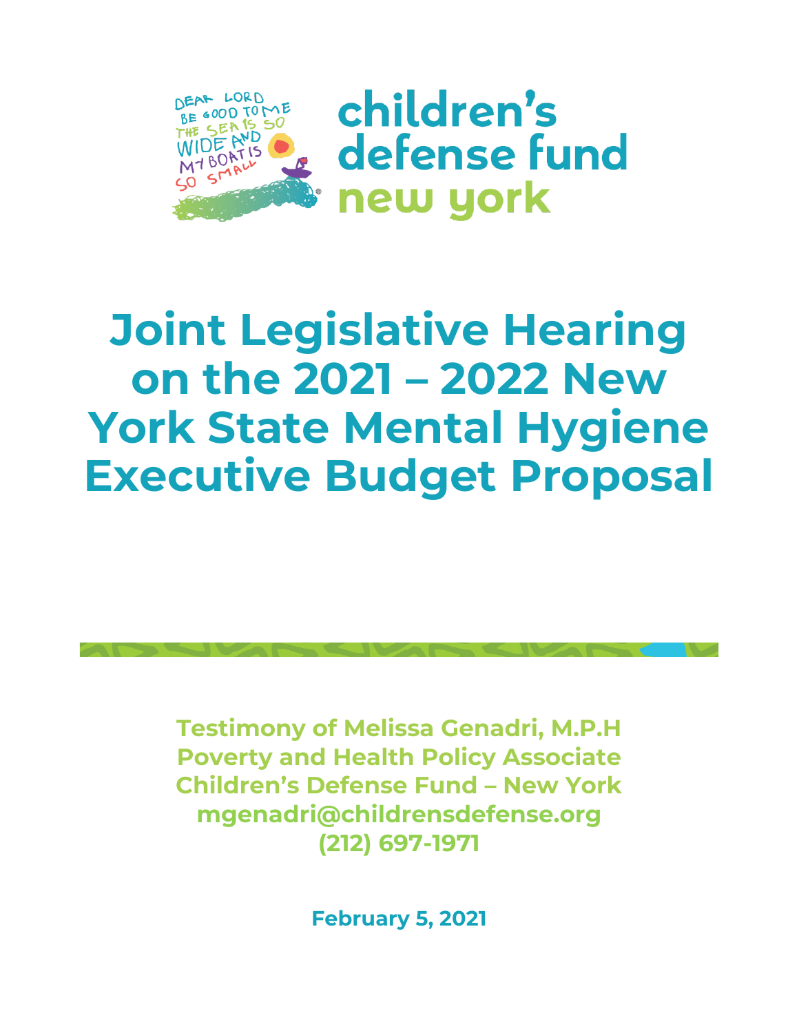# Joint Legislative Hearing on the 2021 – 2022 New York State Mental Hygiene Executive Budget Proposal

**Testimony of Melissa Genadri, M.P.H**
**Poverty and Health Policy Associate**
**Children's Defense Fund – New York**
**mgenadri@childrensdefense.org**
**(212) 697-1971**

**February 5, 2021**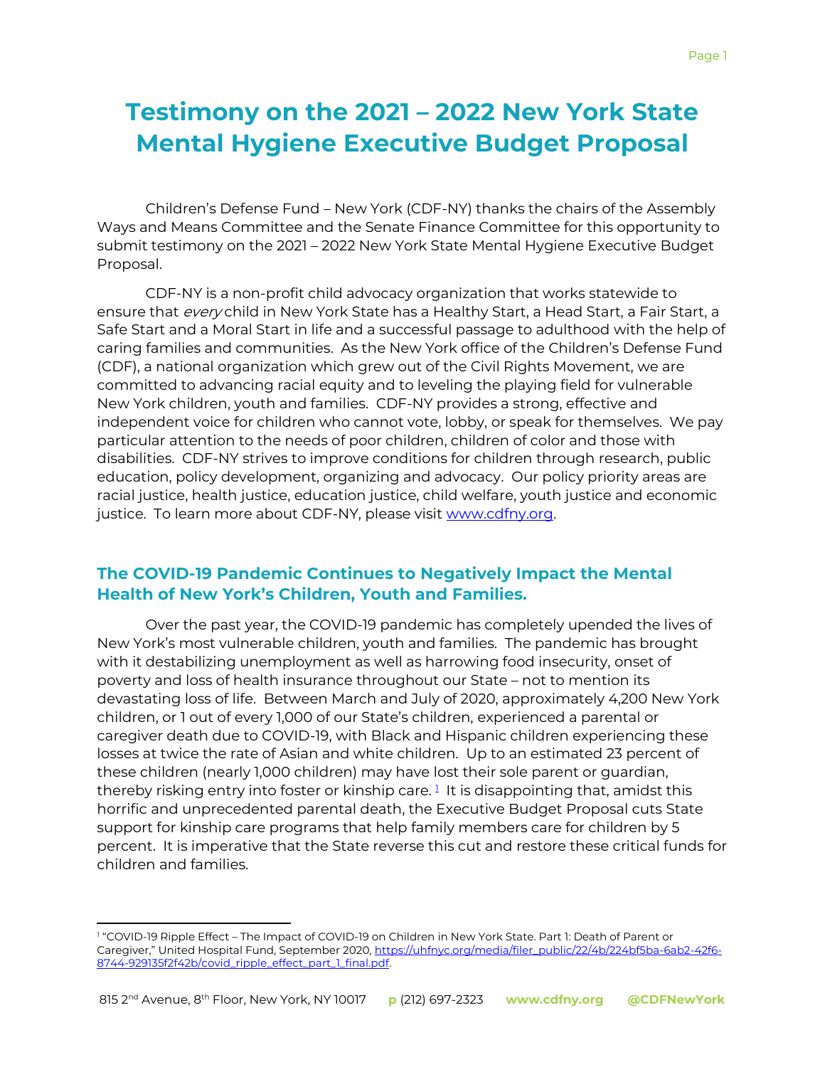# Testimony on the 2021 – 2022 New York State Mental Hygiene Executive Budget Proposal

Children's Defense Fund – New York (CDF-NY) thanks the chairs of the Assembly Ways and Means Committee and the Senate Finance Committee for this opportunity to submit testimony on the 2021 – 2022 New York State Mental Hygiene Executive Budget Proposal.

CDF-NY is a non-profit child advocacy organization that works statewide to ensure that *every* child in New York State has a Healthy Start, a Head Start, a Fair Start, a Safe Start and a Moral Start in life and a successful passage to adulthood with the help of caring families and communities. As the New York office of the Children's Defense Fund (CDF), a national organization which grew out of the Civil Rights Movement, we are committed to advancing racial equity and to leveling the playing field for vulnerable New York children, youth and families. CDF-NY provides a strong, effective and independent voice for children who cannot vote, lobby, or speak for themselves. We pay particular attention to the needs of poor children, children of color and those with disabilities. CDF-NY strives to improve conditions for children through research, public education, policy development, organizing and advocacy. Our policy priority areas are racial justice, health justice, education justice, child welfare, youth justice and economic justice. To learn more about CDF-NY, please visit [www.cdfny.org](www.cdfny.org).

## The COVID-19 Pandemic Continues to Negatively Impact the Mental Health of New York's Children, Youth and Families.

Over the past year, the COVID-19 pandemic has completely upended the lives of New York's most vulnerable children, youth and families. The pandemic has brought with it destabilizing unemployment as well as harrowing food insecurity, onset of poverty and loss of health insurance throughout our State – not to mention its devastating loss of life. Between March and July of 2020, approximately 4,200 New York children, or 1 out of every 1,000 of our State's children, experienced a parental or caregiver death due to COVID-19, with Black and Hispanic children experiencing these losses at twice the rate of Asian and white children. Up to an estimated 23 percent of these children (nearly 1,000 children) may have lost their sole parent or guardian, thereby risking entry into foster or kinship care.[1] It is disappointing that, amidst this horrific and unprecedented parental death, the Executive Budget Proposal cuts State support for kinship care programs that help family members care for children by 5 percent. It is imperative that the State reverse this cut and restore these critical funds for children and families.

[1] "COVID-19 Ripple Effect – The Impact of COVID-19 on Children in New York State. Part 1: Death of Parent or Caregiver," United Hospital Fund, September 2020, [https://uhfnyc.org/media/filer_public/22/4b/224bf5ba-6ab2-42f6-8744-929135f2f42b/covid_ripple_effect_part_1_final.pdf](https://uhfnyc.org/media/filer_public/22/4b/224bf5ba-6ab2-42f6-8744-929135f2f42b/covid_ripple_effect_part_1_final.pdf).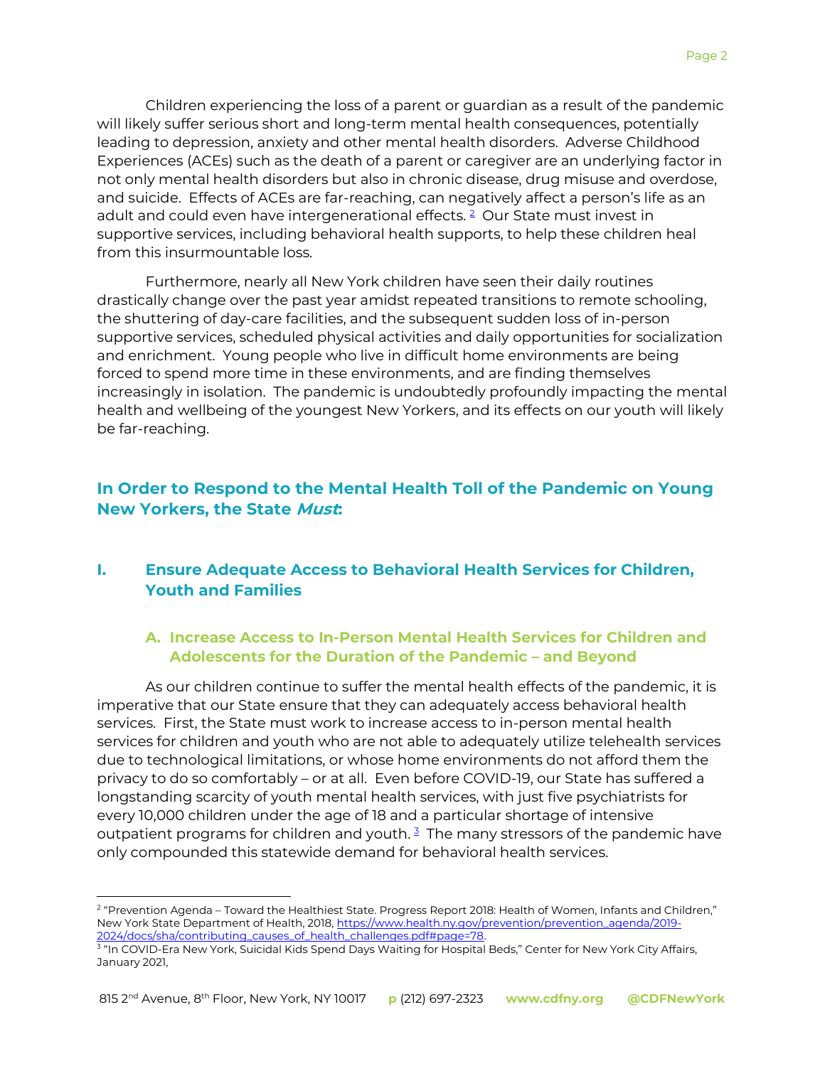Children experiencing the loss of a parent or guardian as a result of the pandemic will likely suffer serious short and long-term mental health consequences, potentially leading to depression, anxiety and other mental health disorders. Adverse Childhood Experiences (ACEs) such as the death of a parent or caregiver are an underlying factor in not only mental health disorders but also in chronic disease, drug misuse and overdose, and suicide. Effects of ACEs are far-reaching, can negatively affect a person's life as an adult and could even have intergenerational effects. [2] Our State must invest in supportive services, including behavioral health supports, to help these children heal from this insurmountable loss.

Furthermore, nearly all New York children have seen their daily routines drastically change over the past year amidst repeated transitions to remote schooling, the shuttering of day-care facilities, and the subsequent sudden loss of in-person supportive services, scheduled physical activities and daily opportunities for socialization and enrichment. Young people who live in difficult home environments are being forced to spend more time in these environments, and are finding themselves increasingly in isolation. The pandemic is undoubtedly profoundly impacting the mental health and wellbeing of the youngest New Yorkers, and its effects on our youth will likely be far-reaching.

## In Order to Respond to the Mental Health Toll of the Pandemic on Young New Yorkers, the State *Must*:

## I. Ensure Adequate Access to Behavioral Health Services for Children, Youth and Families

### A. Increase Access to In-Person Mental Health Services for Children and Adolescents for the Duration of the Pandemic – and Beyond

As our children continue to suffer the mental health effects of the pandemic, it is imperative that our State ensure that they can adequately access behavioral health services. First, the State must work to increase access to in-person mental health services for children and youth who are not able to adequately utilize telehealth services due to technological limitations, or whose home environments do not afford them the privacy to do so comfortably – or at all. Even before COVID-19, our State has suffered a longstanding scarcity of youth mental health services, with just five psychiatrists for every 10,000 children under the age of 18 and a particular shortage of intensive outpatient programs for children and youth. [3] The many stressors of the pandemic have only compounded this statewide demand for behavioral health services.

---

[2] "Prevention Agenda – Toward the Healthiest State. Progress Report 2018: Health of Women, Infants and Children," New York State Department of Health, 2018, https://www.health.ny.gov/prevention/prevention_agenda/2019-2024/docs/sha/contributing_causes_of_health_challenges.pdf#page=78.

[3] "In COVID-Era New York, Suicidal Kids Spend Days Waiting for Hospital Beds," Center for New York City Affairs, January 2021,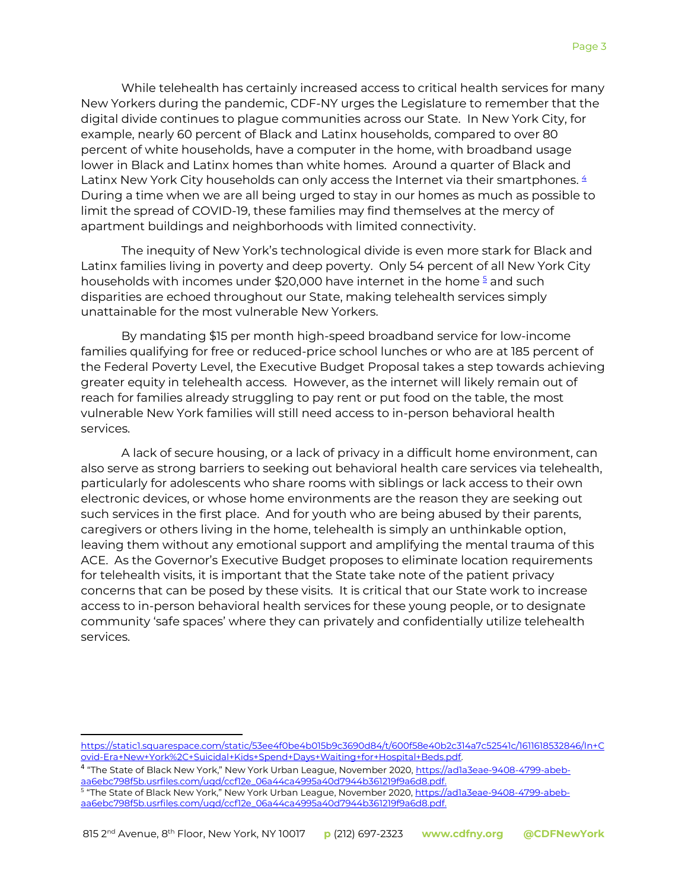While telehealth has certainly increased access to critical health services for many New Yorkers during the pandemic, CDF-NY urges the Legislature to remember that the digital divide continues to plague communities across our State. In New York City, for example, nearly 60 percent of Black and Latinx households, compared to over 80 percent of white households, have a computer in the home, with broadband usage lower in Black and Latinx homes than white homes. Around a quarter of Black and Latinx New York City households can only access the Internet via their smartphones. [4] During a time when we are all being urged to stay in our homes as much as possible to limit the spread of COVID-19, these families may find themselves at the mercy of apartment buildings and neighborhoods with limited connectivity.

The inequity of New York's technological divide is even more stark for Black and Latinx families living in poverty and deep poverty. Only 54 percent of all New York City households with incomes under $20,000 have internet in the home [5] and such disparities are echoed throughout our State, making telehealth services simply unattainable for the most vulnerable New Yorkers.

By mandating $15 per month high-speed broadband service for low-income families qualifying for free or reduced-price school lunches or who are at 185 percent of the Federal Poverty Level, the Executive Budget Proposal takes a step towards achieving greater equity in telehealth access. However, as the internet will likely remain out of reach for families already struggling to pay rent or put food on the table, the most vulnerable New York families will still need access to in-person behavioral health services.

A lack of secure housing, or a lack of privacy in a difficult home environment, can also serve as strong barriers to seeking out behavioral health care services via telehealth, particularly for adolescents who share rooms with siblings or lack access to their own electronic devices, or whose home environments are the reason they are seeking out such services in the first place. And for youth who are being abused by their parents, caregivers or others living in the home, telehealth is simply an unthinkable option, leaving them without any emotional support and amplifying the mental trauma of this ACE. As the Governor's Executive Budget proposes to eliminate location requirements for telehealth visits, it is important that the State take note of the patient privacy concerns that can be posed by these visits. It is critical that our State work to increase access to in-person behavioral health services for these young people, or to designate community 'safe spaces' where they can privately and confidentially utilize telehealth services.

---

https://static1.squarespace.com/static/53ee4f0be4b015b9c3690d84/t/600f58e40b2c314a7c52541c/1611618532846/In+Covid-Era+New+York%2C+Suicidal+Kids+Spend+Days+Waiting+for+Hospital+Beds.pdf.

[4] "The State of Black New York," New York Urban League, November 2020, https://ad1a3eae-9408-4799-abeb-aa6ebc798f5b.usrfiles.com/ugd/ccf12e_06a44ca4995a40d7944b361219f9a6d8.pdf.

[5] "The State of Black New York," New York Urban League, November 2020, https://ad1a3eae-9408-4799-abeb-aa6ebc798f5b.usrfiles.com/ugd/ccf12e_06a44ca4995a40d7944b361219f9a6d8.pdf.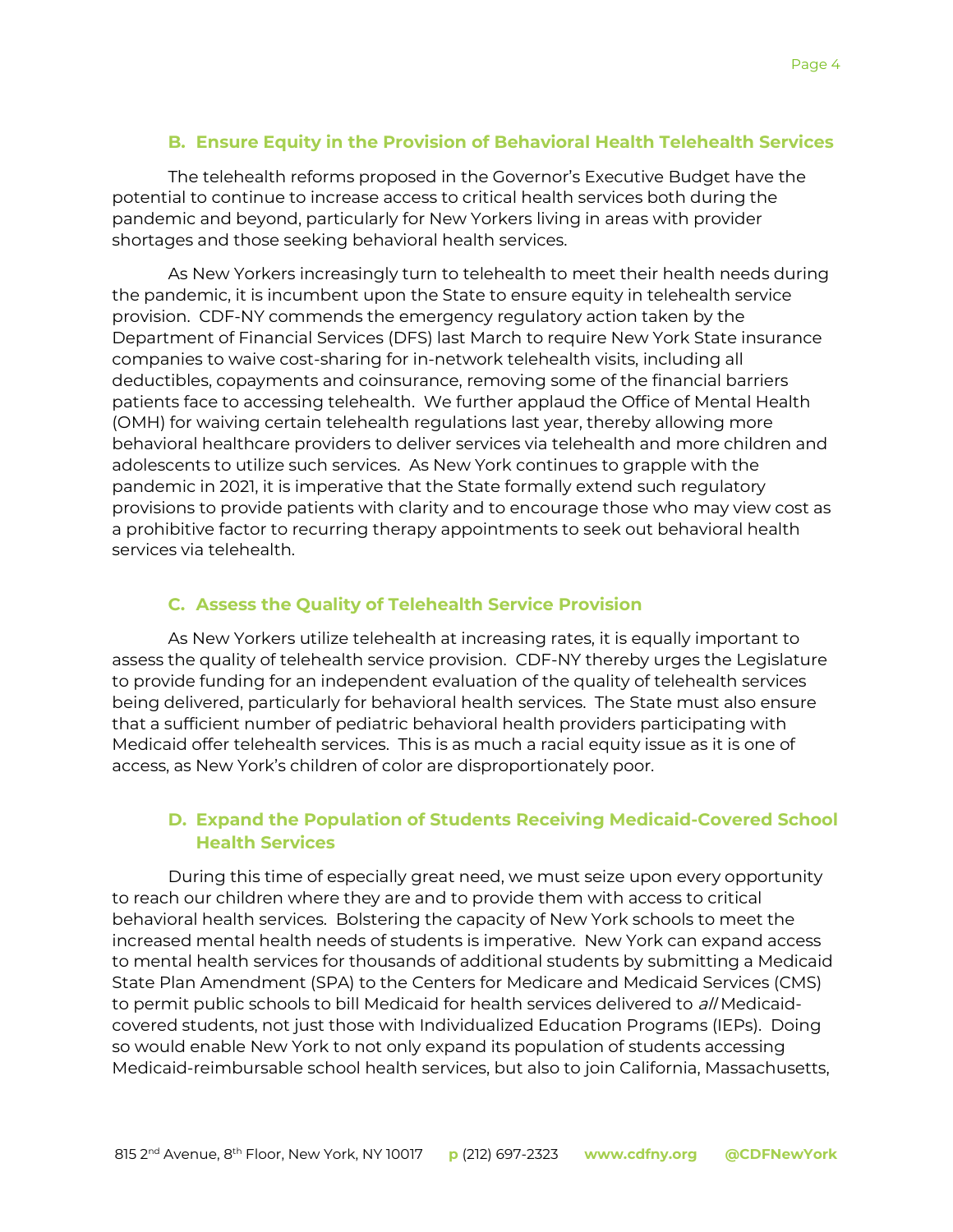### B. Ensure Equity in the Provision of Behavioral Health Telehealth Services

The telehealth reforms proposed in the Governor's Executive Budget have the potential to continue to increase access to critical health services both during the pandemic and beyond, particularly for New Yorkers living in areas with provider shortages and those seeking behavioral health services.

As New Yorkers increasingly turn to telehealth to meet their health needs during the pandemic, it is incumbent upon the State to ensure equity in telehealth service provision. CDF-NY commends the emergency regulatory action taken by the Department of Financial Services (DFS) last March to require New York State insurance companies to waive cost-sharing for in-network telehealth visits, including all deductibles, copayments and coinsurance, removing some of the financial barriers patients face to accessing telehealth. We further applaud the Office of Mental Health (OMH) for waiving certain telehealth regulations last year, thereby allowing more behavioral healthcare providers to deliver services via telehealth and more children and adolescents to utilize such services. As New York continues to grapple with the pandemic in 2021, it is imperative that the State formally extend such regulatory provisions to provide patients with clarity and to encourage those who may view cost as a prohibitive factor to recurring therapy appointments to seek out behavioral health services via telehealth.

### C. Assess the Quality of Telehealth Service Provision

As New Yorkers utilize telehealth at increasing rates, it is equally important to assess the quality of telehealth service provision. CDF-NY thereby urges the Legislature to provide funding for an independent evaluation of the quality of telehealth services being delivered, particularly for behavioral health services. The State must also ensure that a sufficient number of pediatric behavioral health providers participating with Medicaid offer telehealth services. This is as much a racial equity issue as it is one of access, as New York's children of color are disproportionately poor.

### D. Expand the Population of Students Receiving Medicaid-Covered School Health Services

During this time of especially great need, we must seize upon every opportunity to reach our children where they are and to provide them with access to critical behavioral health services. Bolstering the capacity of New York schools to meet the increased mental health needs of students is imperative. New York can expand access to mental health services for thousands of additional students by submitting a Medicaid State Plan Amendment (SPA) to the Centers for Medicare and Medicaid Services (CMS) to permit public schools to bill Medicaid for health services delivered to *all* Medicaid-covered students, not just those with Individualized Education Programs (IEPs). Doing so would enable New York to not only expand its population of students accessing Medicaid-reimbursable school health services, but also to join California, Massachusetts,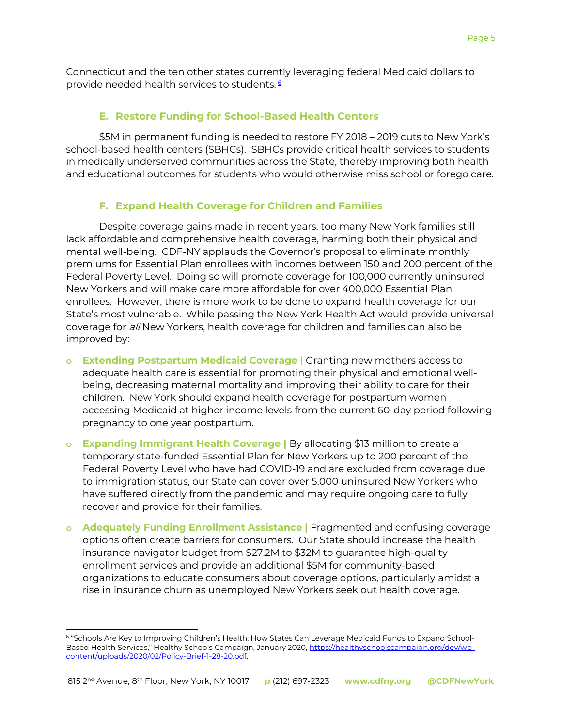Connecticut and the ten other states currently leveraging federal Medicaid dollars to provide needed health services to students. [6]

### E. Restore Funding for School-Based Health Centers

$5M in permanent funding is needed to restore FY 2018 – 2019 cuts to New York's school-based health centers (SBHCs). SBHCs provide critical health services to students in medically underserved communities across the State, thereby improving both health and educational outcomes for students who would otherwise miss school or forego care.

### F. Expand Health Coverage for Children and Families

Despite coverage gains made in recent years, too many New York families still lack affordable and comprehensive health coverage, harming both their physical and mental well-being. CDF-NY applauds the Governor's proposal to eliminate monthly premiums for Essential Plan enrollees with incomes between 150 and 200 percent of the Federal Poverty Level. Doing so will promote coverage for 100,000 currently uninsured New Yorkers and will make care more affordable for over 400,000 Essential Plan enrollees. However, there is more work to be done to expand health coverage for our State's most vulnerable. While passing the New York Health Act would provide universal coverage for *all* New Yorkers, health coverage for children and families can also be improved by:

- **Extending Postpartum Medicaid Coverage |** Granting new mothers access to adequate health care is essential for promoting their physical and emotional well-being, decreasing maternal mortality and improving their ability to care for their children. New York should expand health coverage for postpartum women accessing Medicaid at higher income levels from the current 60-day period following pregnancy to one year postpartum.
- **Expanding Immigrant Health Coverage |** By allocating $13 million to create a temporary state-funded Essential Plan for New Yorkers up to 200 percent of the Federal Poverty Level who have had COVID-19 and are excluded from coverage due to immigration status, our State can cover over 5,000 uninsured New Yorkers who have suffered directly from the pandemic and may require ongoing care to fully recover and provide for their families.
- **Adequately Funding Enrollment Assistance |** Fragmented and confusing coverage options often create barriers for consumers. Our State should increase the health insurance navigator budget from $27.2M to $32M to guarantee high-quality enrollment services and provide an additional $5M for community-based organizations to educate consumers about coverage options, particularly amidst a rise in insurance churn as unemployed New Yorkers seek out health coverage.

---

[6] "Schools Are Key to Improving Children's Health: How States Can Leverage Medicaid Funds to Expand School-Based Health Services," Healthy Schools Campaign, January 2020, https://healthyschoolscampaign.org/dev/wp-content/uploads/2020/02/Policy-Brief-1-28-20.pdf.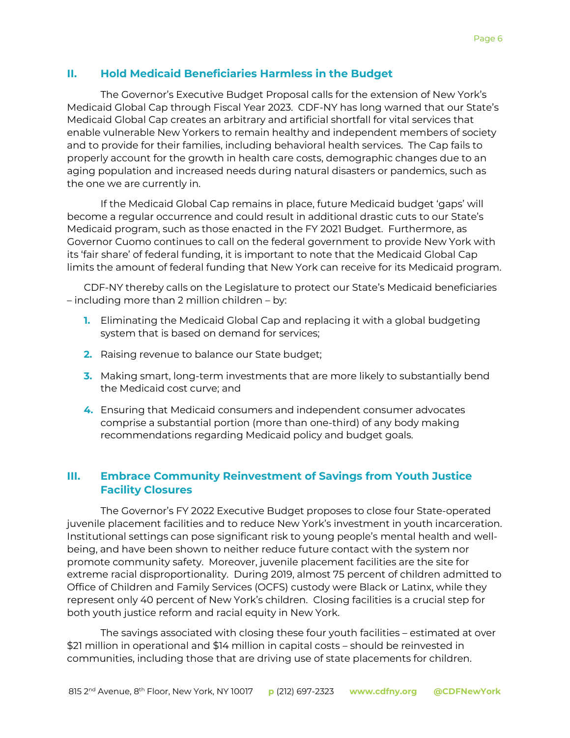## II. Hold Medicaid Beneficiaries Harmless in the Budget

The Governor's Executive Budget Proposal calls for the extension of New York's Medicaid Global Cap through Fiscal Year 2023. CDF-NY has long warned that our State's Medicaid Global Cap creates an arbitrary and artificial shortfall for vital services that enable vulnerable New Yorkers to remain healthy and independent members of society and to provide for their families, including behavioral health services. The Cap fails to properly account for the growth in health care costs, demographic changes due to an aging population and increased needs during natural disasters or pandemics, such as the one we are currently in.

If the Medicaid Global Cap remains in place, future Medicaid budget 'gaps' will become a regular occurrence and could result in additional drastic cuts to our State's Medicaid program, such as those enacted in the FY 2021 Budget. Furthermore, as Governor Cuomo continues to call on the federal government to provide New York with its 'fair share' of federal funding, it is important to note that the Medicaid Global Cap limits the amount of federal funding that New York can receive for its Medicaid program.

CDF-NY thereby calls on the Legislature to protect our State's Medicaid beneficiaries – including more than 2 million children – by:

1. Eliminating the Medicaid Global Cap and replacing it with a global budgeting system that is based on demand for services;
2. Raising revenue to balance our State budget;
3. Making smart, long-term investments that are more likely to substantially bend the Medicaid cost curve; and
4. Ensuring that Medicaid consumers and independent consumer advocates comprise a substantial portion (more than one-third) of any body making recommendations regarding Medicaid policy and budget goals.

## III. Embrace Community Reinvestment of Savings from Youth Justice Facility Closures

The Governor's FY 2022 Executive Budget proposes to close four State-operated juvenile placement facilities and to reduce New York's investment in youth incarceration. Institutional settings can pose significant risk to young people's mental health and well-being, and have been shown to neither reduce future contact with the system nor promote community safety. Moreover, juvenile placement facilities are the site for extreme racial disproportionality. During 2019, almost 75 percent of children admitted to Office of Children and Family Services (OCFS) custody were Black or Latinx, while they represent only 40 percent of New York's children. Closing facilities is a crucial step for both youth justice reform and racial equity in New York.

The savings associated with closing these four youth facilities – estimated at over $21 million in operational and $14 million in capital costs – should be reinvested in communities, including those that are driving use of state placements for children.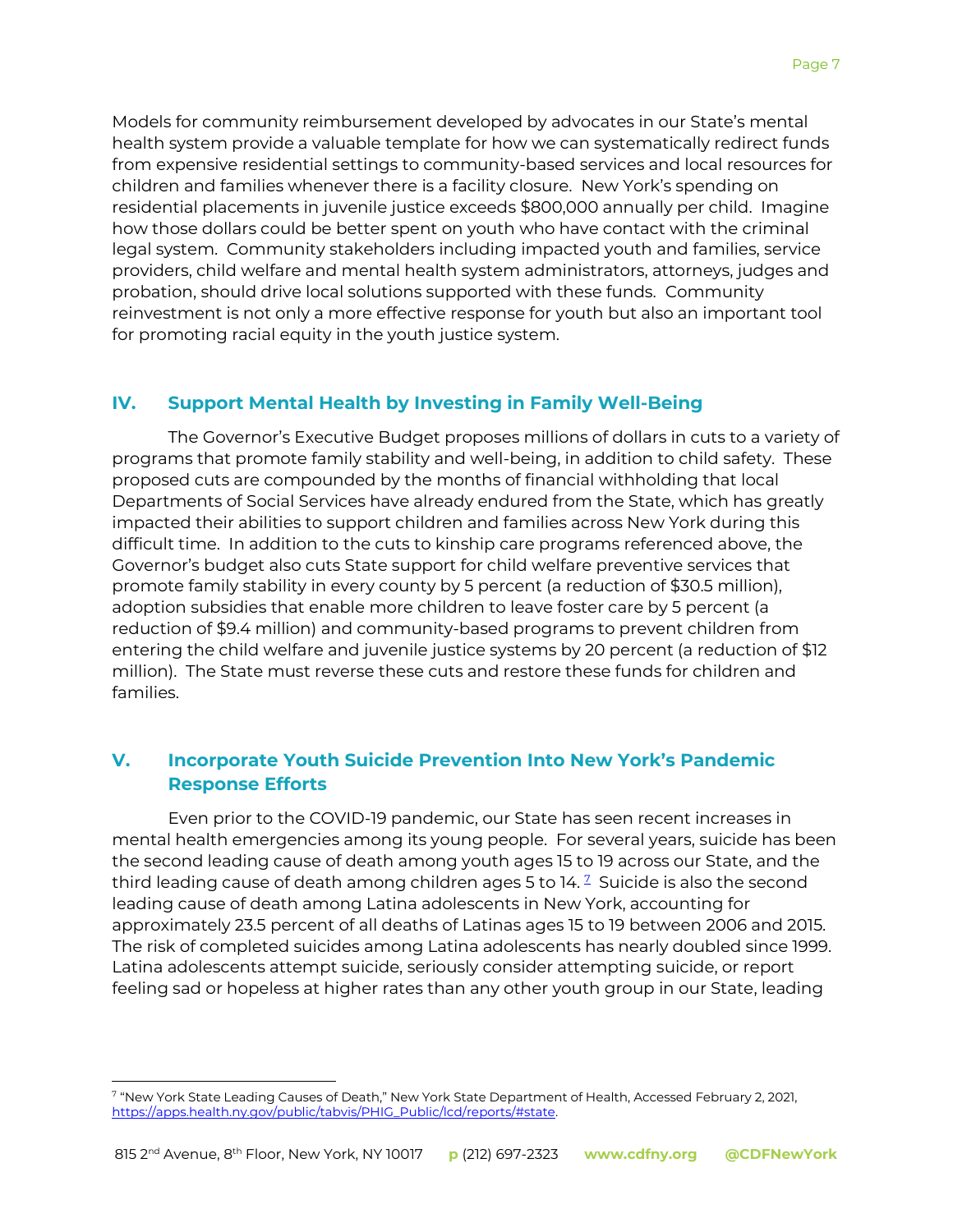Models for community reimbursement developed by advocates in our State's mental health system provide a valuable template for how we can systematically redirect funds from expensive residential settings to community-based services and local resources for children and families whenever there is a facility closure. New York's spending on residential placements in juvenile justice exceeds $800,000 annually per child. Imagine how those dollars could be better spent on youth who have contact with the criminal legal system. Community stakeholders including impacted youth and families, service providers, child welfare and mental health system administrators, attorneys, judges and probation, should drive local solutions supported with these funds. Community reinvestment is not only a more effective response for youth but also an important tool for promoting racial equity in the youth justice system.

## IV. Support Mental Health by Investing in Family Well-Being

The Governor's Executive Budget proposes millions of dollars in cuts to a variety of programs that promote family stability and well-being, in addition to child safety. These proposed cuts are compounded by the months of financial withholding that local Departments of Social Services have already endured from the State, which has greatly impacted their abilities to support children and families across New York during this difficult time. In addition to the cuts to kinship care programs referenced above, the Governor's budget also cuts State support for child welfare preventive services that promote family stability in every county by 5 percent (a reduction of $30.5 million), adoption subsidies that enable more children to leave foster care by 5 percent (a reduction of $9.4 million) and community-based programs to prevent children from entering the child welfare and juvenile justice systems by 20 percent (a reduction of $12 million). The State must reverse these cuts and restore these funds for children and families.

## V. Incorporate Youth Suicide Prevention Into New York's Pandemic Response Efforts

Even prior to the COVID-19 pandemic, our State has seen recent increases in mental health emergencies among its young people. For several years, suicide has been the second leading cause of death among youth ages 15 to 19 across our State, and the third leading cause of death among children ages 5 to 14. [7] Suicide is also the second leading cause of death among Latina adolescents in New York, accounting for approximately 23.5 percent of all deaths of Latinas ages 15 to 19 between 2006 and 2015. The risk of completed suicides among Latina adolescents has nearly doubled since 1999. Latina adolescents attempt suicide, seriously consider attempting suicide, or report feeling sad or hopeless at higher rates than any other youth group in our State, leading

---

[7] "New York State Leading Causes of Death," New York State Department of Health, Accessed February 2, 2021, https://apps.health.ny.gov/public/tabvis/PHIG_Public/lcd/reports/#state.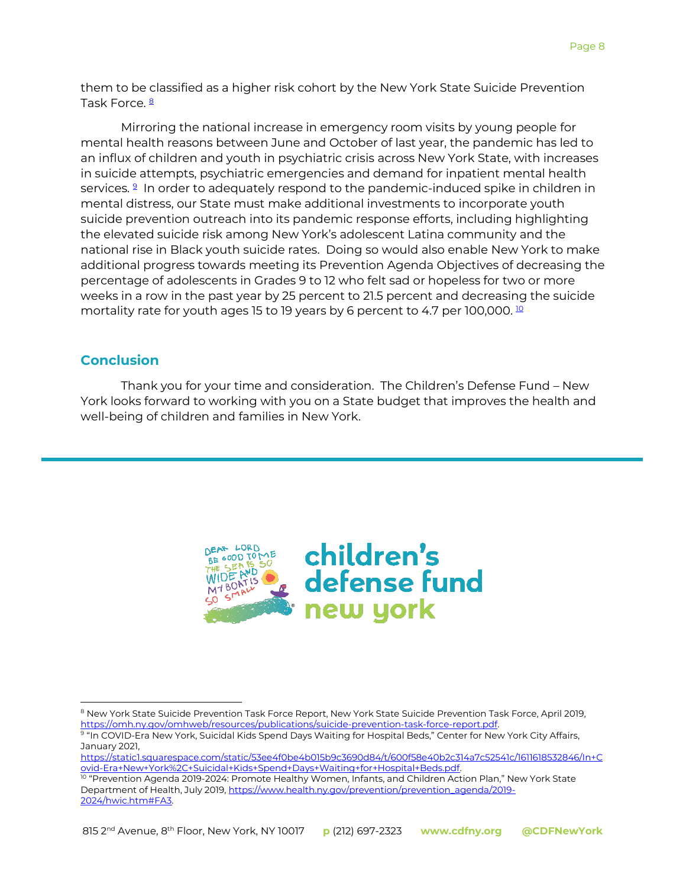them to be classified as a higher risk cohort by the New York State Suicide Prevention Task Force. [8]

Mirroring the national increase in emergency room visits by young people for mental health reasons between June and October of last year, the pandemic has led to an influx of children and youth in psychiatric crisis across New York State, with increases in suicide attempts, psychiatric emergencies and demand for inpatient mental health services. [9] In order to adequately respond to the pandemic-induced spike in children in mental distress, our State must make additional investments to incorporate youth suicide prevention outreach into its pandemic response efforts, including highlighting the elevated suicide risk among New York's adolescent Latina community and the national rise in Black youth suicide rates. Doing so would also enable New York to make additional progress towards meeting its Prevention Agenda Objectives of decreasing the percentage of adolescents in Grades 9 to 12 who felt sad or hopeless for two or more weeks in a row in the past year by 25 percent to 21.5 percent and decreasing the suicide mortality rate for youth ages 15 to 19 years by 6 percent to 4.7 per 100,000. [10]

## Conclusion

Thank you for your time and consideration. The Children's Defense Fund – New York looks forward to working with you on a State budget that improves the health and well-being of children and families in New York.

children's defense fund new york

---

[8] New York State Suicide Prevention Task Force Report, New York State Suicide Prevention Task Force, April 2019, https://omh.ny.gov/omhweb/resources/publications/suicide-prevention-task-force-report.pdf.

[9] "In COVID-Era New York, Suicidal Kids Spend Days Waiting for Hospital Beds," Center for New York City Affairs, January 2021, https://static1.squarespace.com/static/53ee4f0be4b015b9c3690d84/t/600f58e40b2c314a7c52541c/1611618532846/In+Covid-Era+New+York%2C+Suicidal+Kids+Spend+Days+Waiting+for+Hospital+Beds.pdf.

[10] "Prevention Agenda 2019-2024: Promote Healthy Women, Infants, and Children Action Plan," New York State Department of Health, July 2019, https://www.health.ny.gov/prevention/prevention_agenda/2019-2024/hwic.htm#FA3.

815 2nd Avenue, 8th Floor, New York, NY 10017 p (212) 697-2323 www.cdfny.org @CDFNewYork